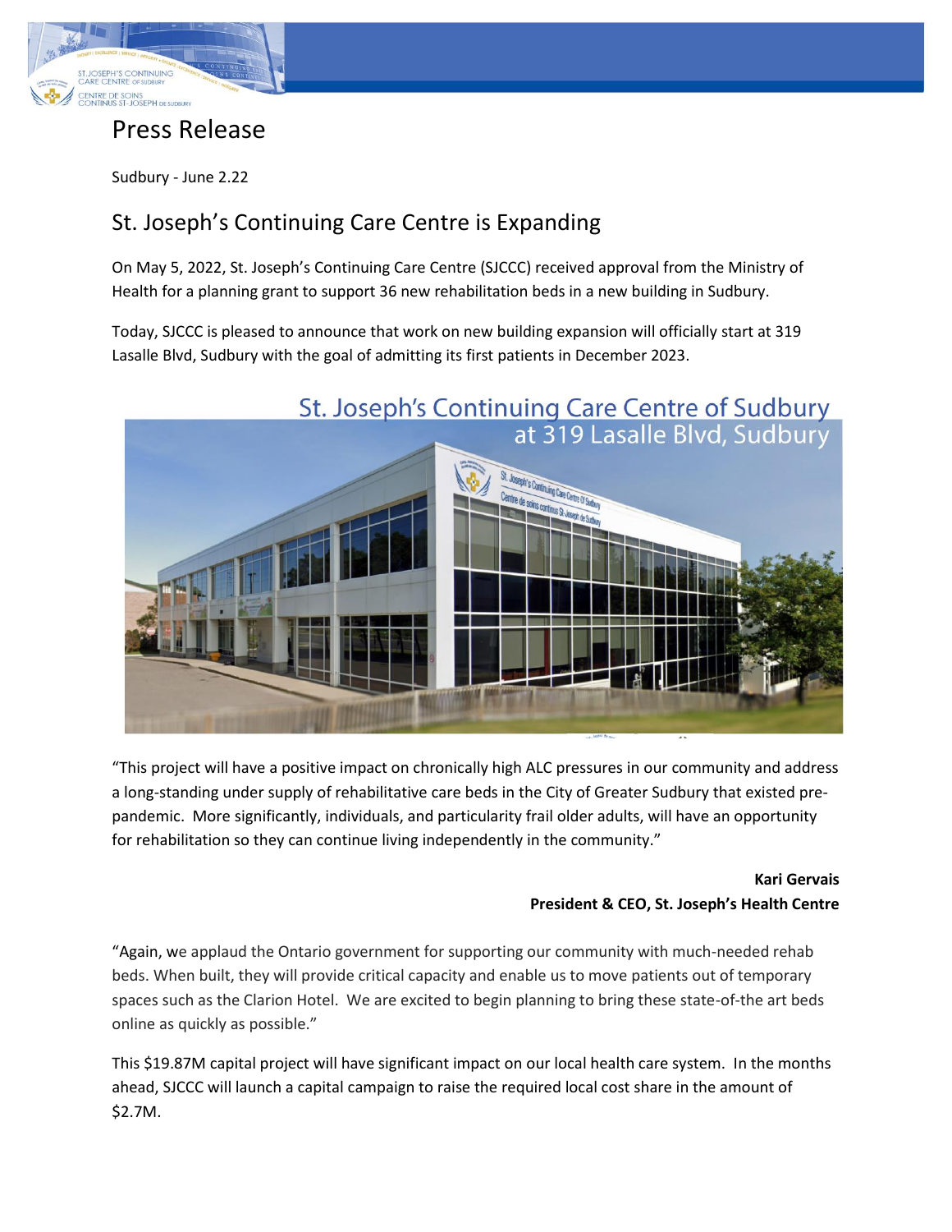# Press Release

Sudbury - June 2.22

## St. Joseph's Continuing Care Centre is Expanding

On May 5, 2022, St. Joseph's Continuing Care Centre (SJCCC) received approval from the Ministry of Health for a planning grant to support 36 new rehabilitation beds in a new building in Sudbury.

Today, SJCCC is pleased to announce that work on new building expansion will officially start at 319 Lasalle Blvd, Sudbury with the goal of admitting its first patients in December 2023.

St. Joseph's Continuing Care Centre of Sudbury
at 319 Lasalle Blvd, Sudbury

"This project will have a positive impact on chronically high ALC pressures in our community and address a long-standing under supply of rehabilitative care beds in the City of Greater Sudbury that existed pre-pandemic. More significantly, individuals, and particularity frail older adults, will have an opportunity for rehabilitation so they can continue living independently in the community."

**Kari Gervais**
**President & CEO, St. Joseph's Health Centre**

"Again, we applaud the Ontario government for supporting our community with much-needed rehab beds. When built, they will provide critical capacity and enable us to move patients out of temporary spaces such as the Clarion Hotel. We are excited to begin planning to bring these state-of-the art beds online as quickly as possible."

This $19.87M capital project will have significant impact on our local health care system. In the months ahead, SJCCC will launch a capital campaign to raise the required local cost share in the amount of $2.7M.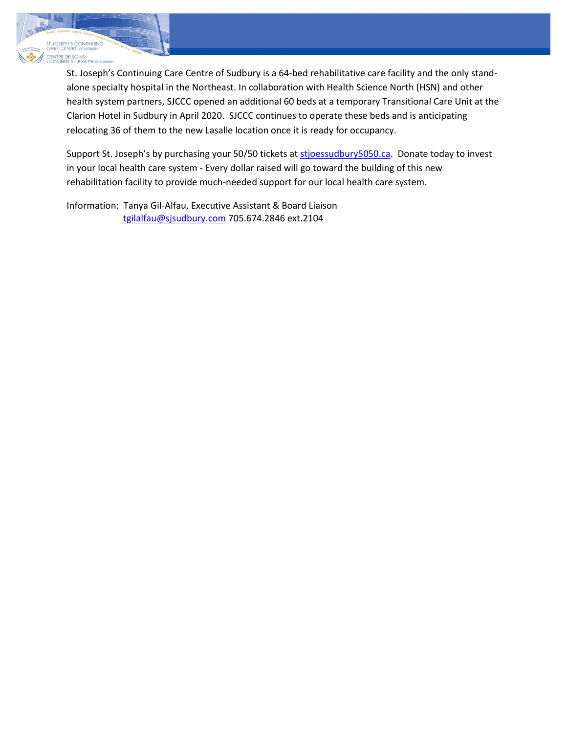St. Joseph's Continuing Care Centre of Sudbury is a 64-bed rehabilitative care facility and the only stand-alone specialty hospital in the Northeast. In collaboration with Health Science North (HSN) and other health system partners, SJCCC opened an additional 60 beds at a temporary Transitional Care Unit at the Clarion Hotel in Sudbury in April 2020. SJCCC continues to operate these beds and is anticipating relocating 36 of them to the new Lasalle location once it is ready for occupancy.

Support St. Joseph's by purchasing your 50/50 tickets at stjoessudbury5050.ca. Donate today to invest in your local health care system - Every dollar raised will go toward the building of this new rehabilitation facility to provide much-needed support for our local health care system.

Information: Tanya Gil-Alfau, Executive Assistant & Board Liaison
tgilalfau@sjsudbury.com 705.674.2846 ext.2104